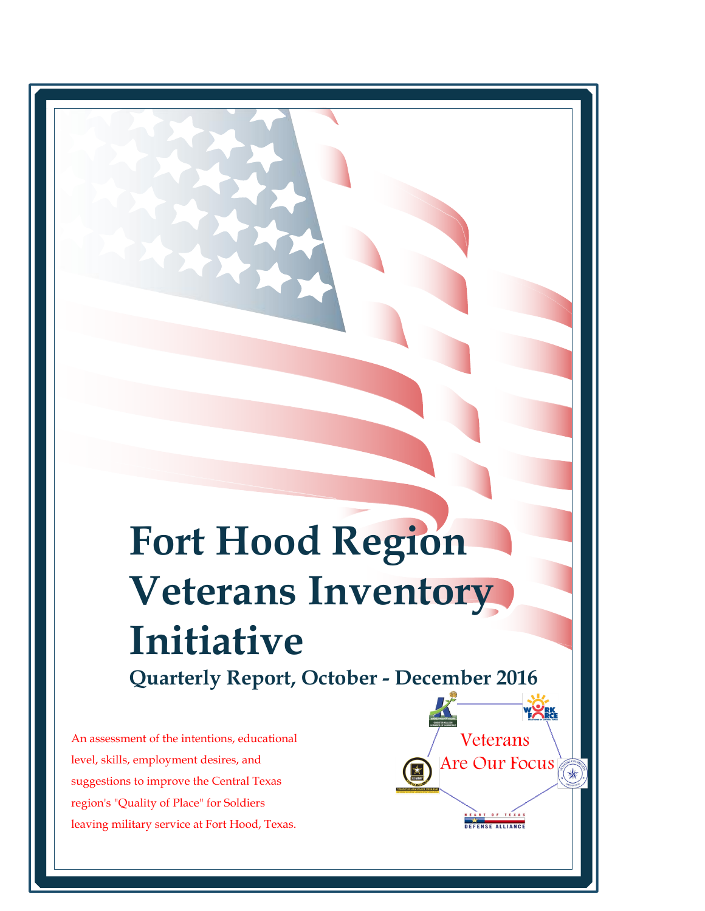# Fort Hood Region Veterans Inventory Initiative

## Quarterly Report, October - December 2016

An assessment of the intentions, educational level, skills, employment desires, and suggestions to improve the Central Texas region's "Quality of Place" for Soldiers leaving military service at Fort Hood, Texas.

Veterans Are Our Focus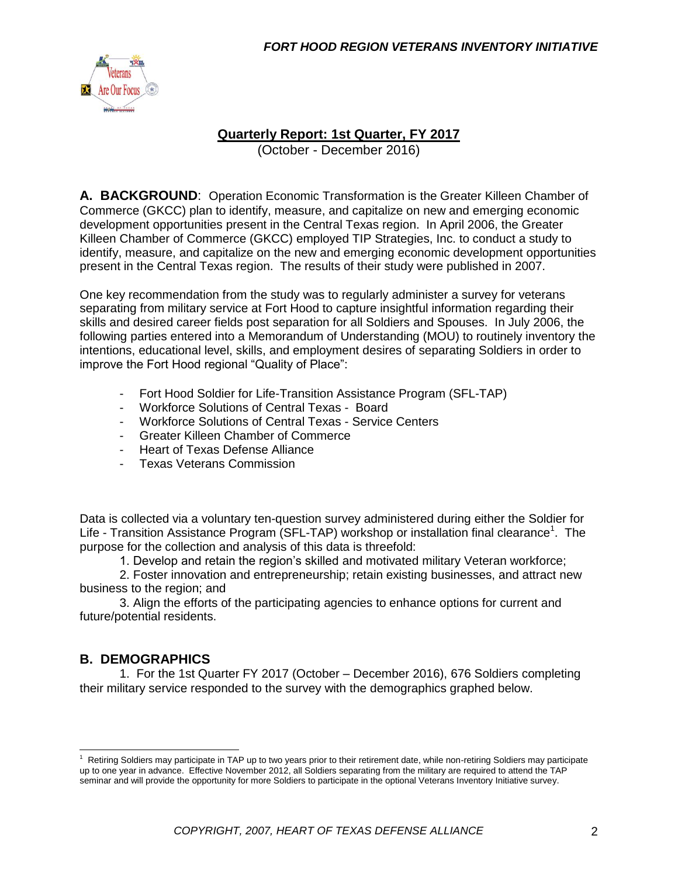## Quarterly Report: 1st Quarter, FY 2017

(October - December 2016)

**A. BACKGROUND**: Operation Economic Transformation is the Greater Killeen Chamber of Commerce (GKCC) plan to identify, measure, and capitalize on new and emerging economic development opportunities present in the Central Texas region. In April 2006, the Greater Killeen Chamber of Commerce (GKCC) employed TIP Strategies, Inc. to conduct a study to identify, measure, and capitalize on the new and emerging economic development opportunities present in the Central Texas region. The results of their study were published in 2007.

One key recommendation from the study was to regularly administer a survey for veterans separating from military service at Fort Hood to capture insightful information regarding their skills and desired career fields post separation for all Soldiers and Spouses. In July 2006, the following parties entered into a Memorandum of Understanding (MOU) to routinely inventory the intentions, educational level, skills, and employment desires of separating Soldiers in order to improve the Fort Hood regional "Quality of Place":

- Fort Hood Soldier for Life-Transition Assistance Program (SFL-TAP)
- Workforce Solutions of Central Texas - Board
- Workforce Solutions of Central Texas - Service Centers
- Greater Killeen Chamber of Commerce
- Heart of Texas Defense Alliance
- Texas Veterans Commission

Data is collected via a voluntary ten-question survey administered during either the Soldier for Life - Transition Assistance Program (SFL-TAP) workshop or installation final clearance[1]. The purpose for the collection and analysis of this data is threefold:

1. Develop and retain the region's skilled and motivated military Veteran workforce;
2. Foster innovation and entrepreneurship; retain existing businesses, and attract new business to the region; and
3. Align the efforts of the participating agencies to enhance options for current and future/potential residents.

## B. DEMOGRAPHICS

1. For the 1st Quarter FY 2017 (October – December 2016), 676 Soldiers completing their military service responded to the survey with the demographics graphed below.

[1] Retiring Soldiers may participate in TAP up to two years prior to their retirement date, while non-retiring Soldiers may participate up to one year in advance. Effective November 2012, all Soldiers separating from the military are required to attend the TAP seminar and will provide the opportunity for more Soldiers to participate in the optional Veterans Inventory Initiative survey.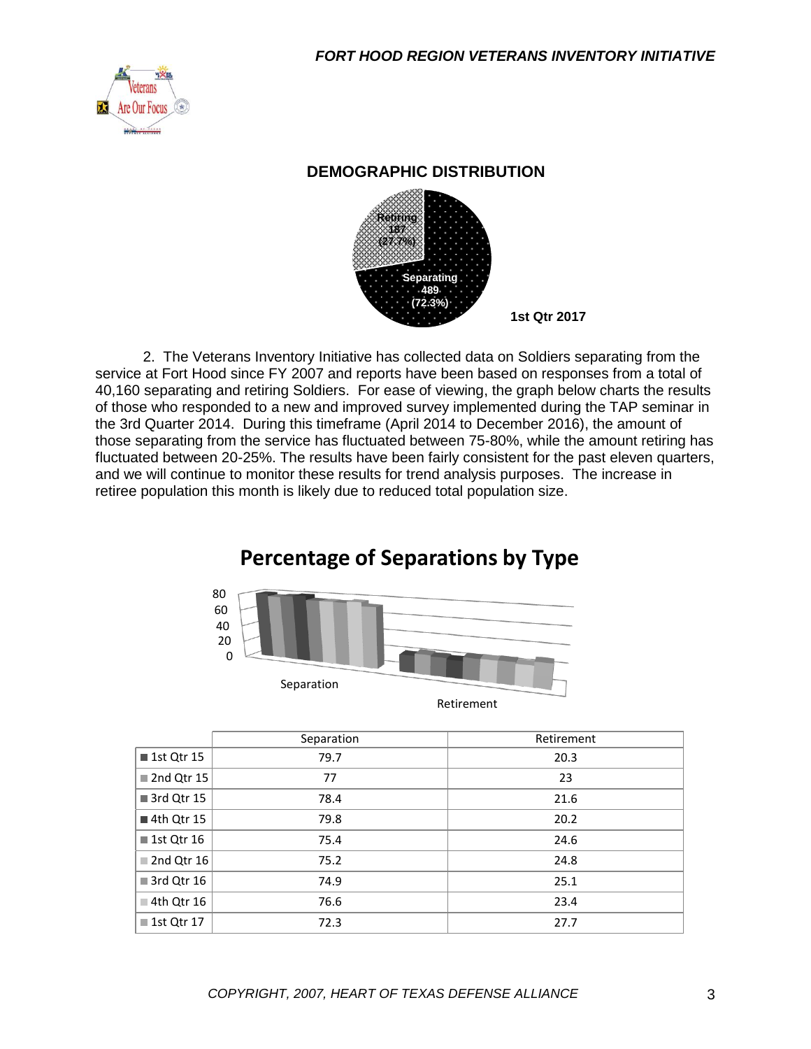## DEMOGRAPHIC DISTRIBUTION

Retiring 187 (27.7%)

Separating 489 (72.3%)

1st Qtr 2017

2. The Veterans Inventory Initiative has collected data on Soldiers separating from the service at Fort Hood since FY 2007 and reports have been based on responses from a total of 40,160 separating and retiring Soldiers. For ease of viewing, the graph below charts the results of those who responded to a new and improved survey implemented during the TAP seminar in the 3rd Quarter 2014. During this timeframe (April 2014 to December 2016), the amount of those separating from the service has fluctuated between 75-80%, while the amount retiring has fluctuated between 20-25%. The results have been fairly consistent for the past eleven quarters, and we will continue to monitor these results for trend analysis purposes. The increase in retiree population this month is likely due to reduced total population size.

## Percentage of Separations by Type

| | Separation | Retirement |
|---|---|---|
| 1st Qtr 15 | 79.7 | 20.3 |
| 2nd Qtr 15 | 77 | 23 |
| 3rd Qtr 15 | 78.4 | 21.6 |
| 4th Qtr 15 | 79.8 | 20.2 |
| 1st Qtr 16 | 75.4 | 24.6 |
| 2nd Qtr 16 | 75.2 | 24.8 |
| 3rd Qtr 16 | 74.9 | 25.1 |
| 4th Qtr 16 | 76.6 | 23.4 |
| 1st Qtr 17 | 72.3 | 27.7 |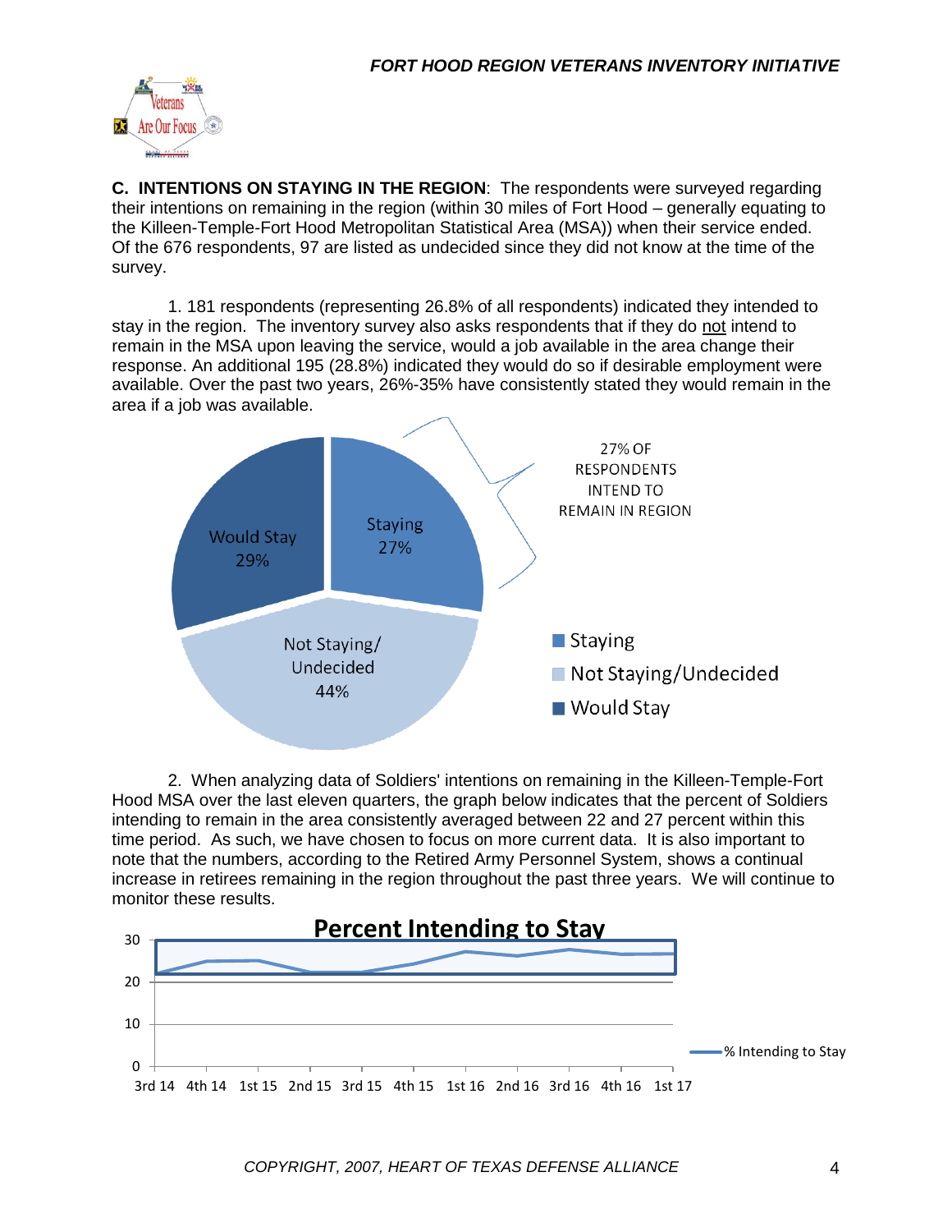**C. INTENTIONS ON STAYING IN THE REGION**: The respondents were surveyed regarding their intentions on remaining in the region (within 30 miles of Fort Hood – generally equating to the Killeen-Temple-Fort Hood Metropolitan Statistical Area (MSA)) when their service ended. Of the 676 respondents, 97 are listed as undecided since they did not know at the time of the survey.

1. 181 respondents (representing 26.8% of all respondents) indicated they intended to stay in the region. The inventory survey also asks respondents that if they do not intend to remain in the MSA upon leaving the service, would a job available in the area change their response. An additional 195 (28.8%) indicated they would do so if desirable employment were available. Over the past two years, 26%-35% have consistently stated they would remain in the area if a job was available.

27% OF RESPONDENTS INTEND TO REMAIN IN REGION

- Staying 27%
- Not Staying/Undecided 44%
- Would Stay 29%

2. When analyzing data of Soldiers' intentions on remaining in the Killeen-Temple-Fort Hood MSA over the last eleven quarters, the graph below indicates that the percent of Soldiers intending to remain in the area consistently averaged between 22 and 27 percent within this time period. As such, we have chosen to focus on more current data. It is also important to note that the numbers, according to the Retired Army Personnel System, shows a continual increase in retirees remaining in the region throughout the past three years. We will continue to monitor these results.

**Percent Intending to Stay**

% Intending to Stay — 3rd 14, 4th 14, 1st 15, 2nd 15, 3rd 15, 4th 15, 1st 16, 2nd 16, 3rd 16, 4th 16, 1st 17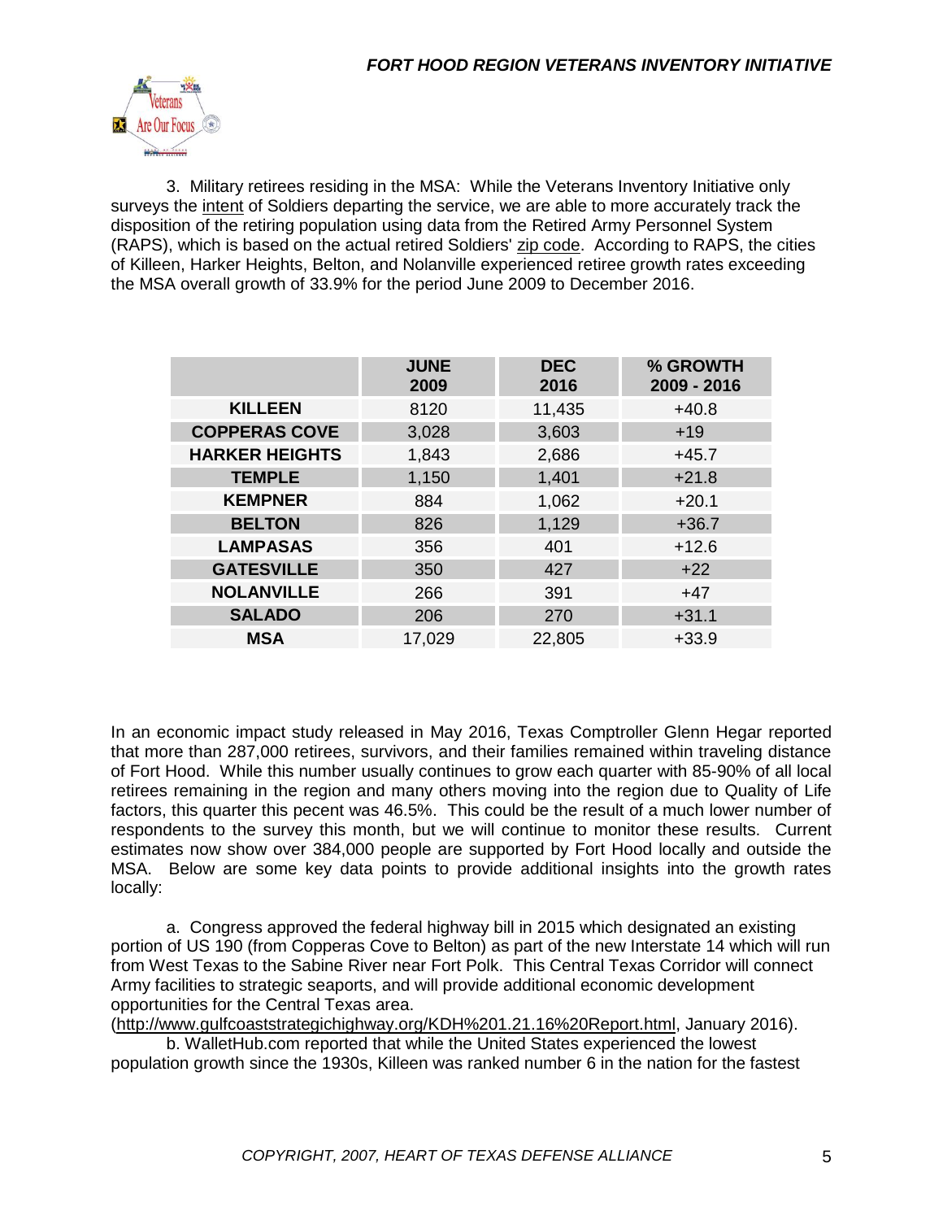3. Military retirees residing in the MSA: While the Veterans Inventory Initiative only surveys the intent of Soldiers departing the service, we are able to more accurately track the disposition of the retiring population using data from the Retired Army Personnel System (RAPS), which is based on the actual retired Soldiers' zip code. According to RAPS, the cities of Killeen, Harker Heights, Belton, and Nolanville experienced retiree growth rates exceeding the MSA overall growth of 33.9% for the period June 2009 to December 2016.

| | JUNE 2009 | DEC 2016 | % GROWTH 2009 - 2016 |
|---|---|---|---|
| **KILLEEN** | 8120 | 11,435 | +40.8 |
| **COPPERAS COVE** | 3,028 | 3,603 | +19 |
| **HARKER HEIGHTS** | 1,843 | 2,686 | +45.7 |
| **TEMPLE** | 1,150 | 1,401 | +21.8 |
| **KEMPNER** | 884 | 1,062 | +20.1 |
| **BELTON** | 826 | 1,129 | +36.7 |
| **LAMPASAS** | 356 | 401 | +12.6 |
| **GATESVILLE** | 350 | 427 | +22 |
| **NOLANVILLE** | 266 | 391 | +47 |
| **SALADO** | 206 | 270 | +31.1 |
| **MSA** | 17,029 | 22,805 | +33.9 |

In an economic impact study released in May 2016, Texas Comptroller Glenn Hegar reported that more than 287,000 retirees, survivors, and their families remained within traveling distance of Fort Hood. While this number usually continues to grow each quarter with 85-90% of all local retirees remaining in the region and many others moving into the region due to Quality of Life factors, this quarter this pecent was 46.5%. This could be the result of a much lower number of respondents to the survey this month, but we will continue to monitor these results. Current estimates now show over 384,000 people are supported by Fort Hood locally and outside the MSA. Below are some key data points to provide additional insights into the growth rates locally:

a. Congress approved the federal highway bill in 2015 which designated an existing portion of US 190 (from Copperas Cove to Belton) as part of the new Interstate 14 which will run from West Texas to the Sabine River near Fort Polk. This Central Texas Corridor will connect Army facilities to strategic seaports, and will provide additional economic development opportunities for the Central Texas area. (http://www.gulfcoaststrategichighway.org/KDH%201.21.16%20Report.html, January 2016).

b. WalletHub.com reported that while the United States experienced the lowest population growth since the 1930s, Killeen was ranked number 6 in the nation for the fastest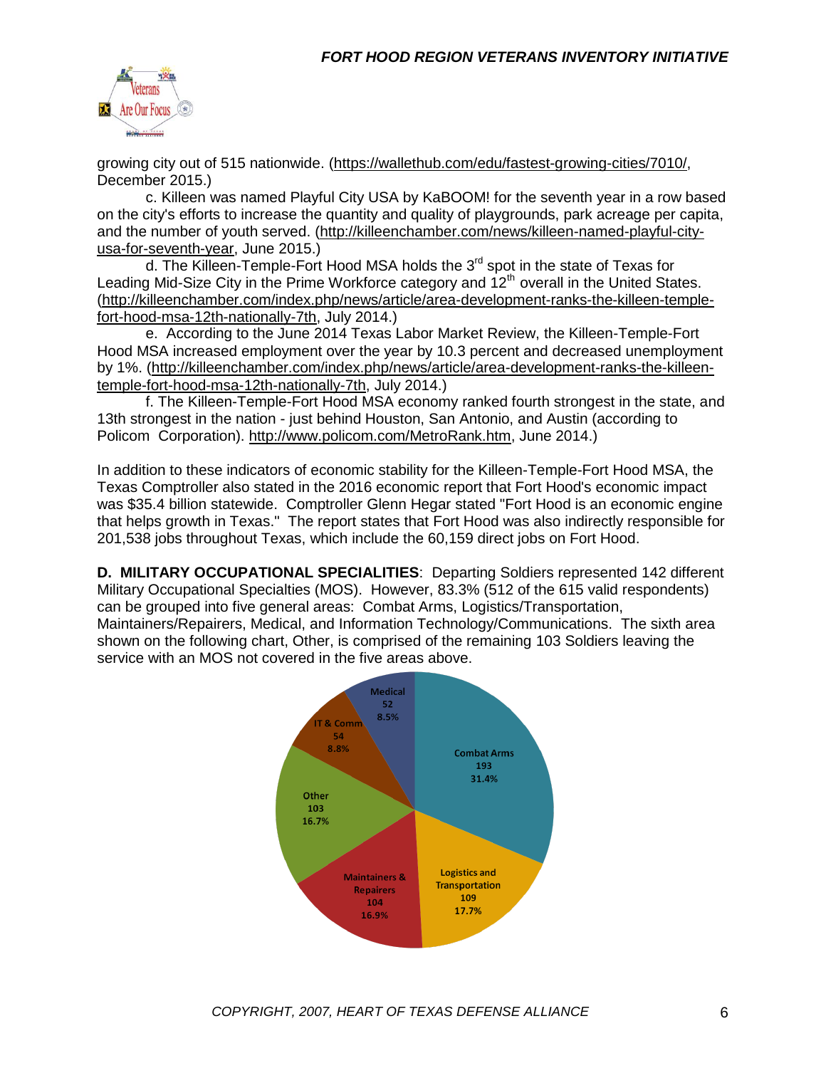growing city out of 515 nationwide. (https://wallethub.com/edu/fastest-growing-cities/7010/, December 2015.)

c. Killeen was named Playful City USA by KaBOOM! for the seventh year in a row based on the city's efforts to increase the quantity and quality of playgrounds, park acreage per capita, and the number of youth served. (http://killeenchamber.com/news/killeen-named-playful-city-usa-for-seventh-year, June 2015.)

d. The Killeen-Temple-Fort Hood MSA holds the 3rd spot in the state of Texas for Leading Mid-Size City in the Prime Workforce category and 12th overall in the United States. (http://killeenchamber.com/index.php/news/article/area-development-ranks-the-killeen-temple-fort-hood-msa-12th-nationally-7th, July 2014.)

e. According to the June 2014 Texas Labor Market Review, the Killeen-Temple-Fort Hood MSA increased employment over the year by 10.3 percent and decreased unemployment by 1%. (http://killeenchamber.com/index.php/news/article/area-development-ranks-the-killeen-temple-fort-hood-msa-12th-nationally-7th, July 2014.)

f. The Killeen-Temple-Fort Hood MSA economy ranked fourth strongest in the state, and 13th strongest in the nation - just behind Houston, San Antonio, and Austin (according to Policom Corporation). http://www.policom.com/MetroRank.htm, June 2014.)

In addition to these indicators of economic stability for the Killeen-Temple-Fort Hood MSA, the Texas Comptroller also stated in the 2016 economic report that Fort Hood's economic impact was $35.4 billion statewide. Comptroller Glenn Hegar stated "Fort Hood is an economic engine that helps growth in Texas." The report states that Fort Hood was also indirectly responsible for 201,538 jobs throughout Texas, which include the 60,159 direct jobs on Fort Hood.

**D. MILITARY OCCUPATIONAL SPECIALITIES**: Departing Soldiers represented 142 different Military Occupational Specialties (MOS). However, 83.3% (512 of the 615 valid respondents) can be grouped into five general areas: Combat Arms, Logistics/Transportation, Maintainers/Repairers, Medical, and Information Technology/Communications. The sixth area shown on the following chart, Other, is comprised of the remaining 103 Soldiers leaving the service with an MOS not covered in the five areas above.

| Category | Count | Percent |
|---|---|---|
| Combat Arms | 193 | 31.4% |
| Logistics and Transportation | 109 | 17.7% |
| Maintainers & Repairers | 104 | 16.9% |
| Other | 103 | 16.7% |
| IT & Comm | 54 | 8.8% |
| Medical | 52 | 8.5% |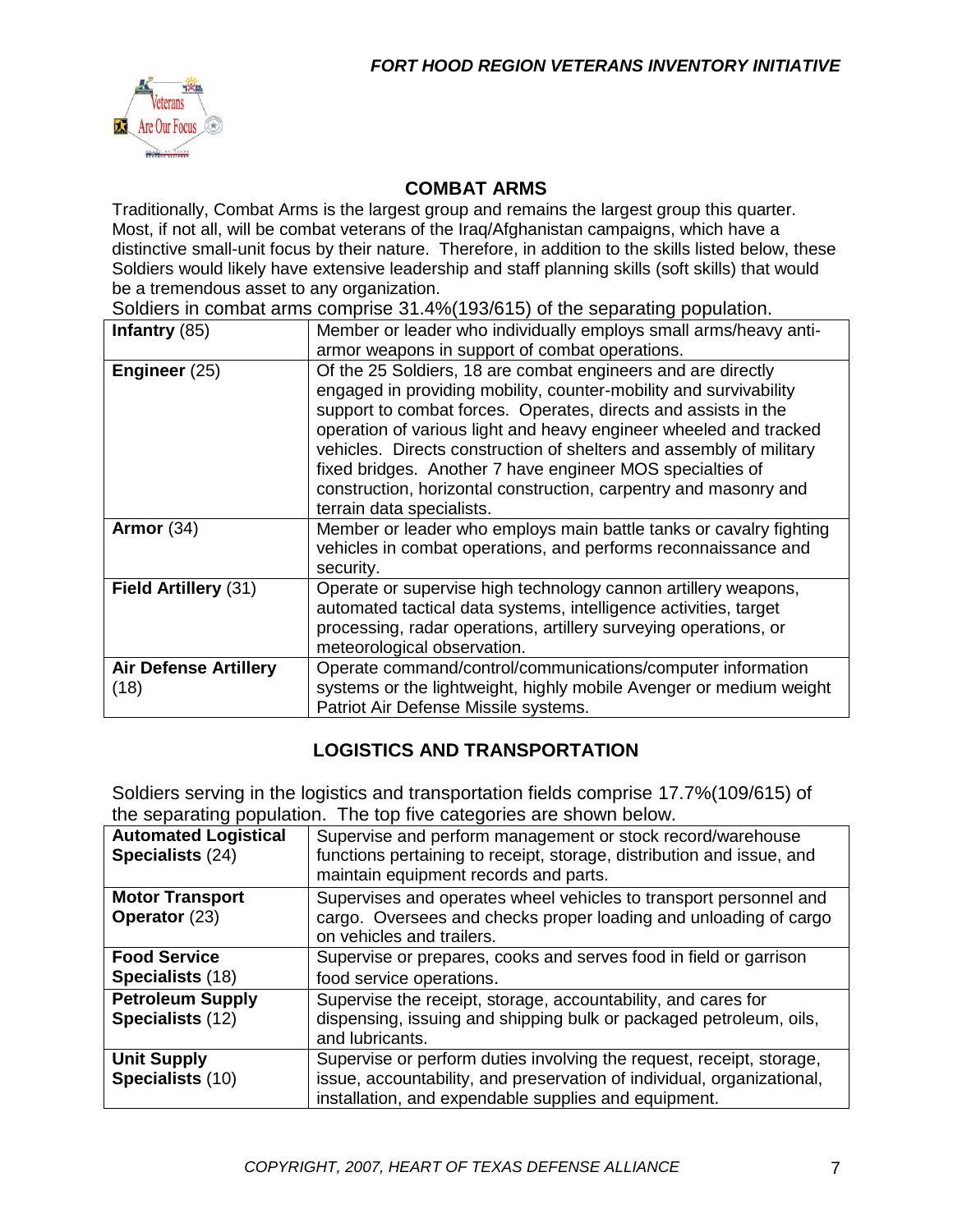## COMBAT ARMS

Traditionally, Combat Arms is the largest group and remains the largest group this quarter. Most, if not all, will be combat veterans of the Iraq/Afghanistan campaigns, which have a distinctive small-unit focus by their nature. Therefore, in addition to the skills listed below, these Soldiers would likely have extensive leadership and staff planning skills (soft skills) that would be a tremendous asset to any organization.

Soldiers in combat arms comprise 31.4%(193/615) of the separating population.

| | |
|---|---|
| **Infantry** (85) | Member or leader who individually employs small arms/heavy anti-armor weapons in support of combat operations. |
| **Engineer** (25) | Of the 25 Soldiers, 18 are combat engineers and are directly engaged in providing mobility, counter-mobility and survivability support to combat forces. Operates, directs and assists in the operation of various light and heavy engineer wheeled and tracked vehicles. Directs construction of shelters and assembly of military fixed bridges. Another 7 have engineer MOS specialties of construction, horizontal construction, carpentry and masonry and terrain data specialists. |
| **Armor** (34) | Member or leader who employs main battle tanks or cavalry fighting vehicles in combat operations, and performs reconnaissance and security. |
| **Field Artillery** (31) | Operate or supervise high technology cannon artillery weapons, automated tactical data systems, intelligence activities, target processing, radar operations, artillery surveying operations, or meteorological observation. |
| **Air Defense Artillery** (18) | Operate command/control/communications/computer information systems or the lightweight, highly mobile Avenger or medium weight Patriot Air Defense Missile systems. |

## LOGISTICS AND TRANSPORTATION

Soldiers serving in the logistics and transportation fields comprise 17.7%(109/615) of the separating population. The top five categories are shown below.

| | |
|---|---|
| **Automated Logistical Specialists** (24) | Supervise and perform management or stock record/warehouse functions pertaining to receipt, storage, distribution and issue, and maintain equipment records and parts. |
| **Motor Transport Operator** (23) | Supervises and operates wheel vehicles to transport personnel and cargo. Oversees and checks proper loading and unloading of cargo on vehicles and trailers. |
| **Food Service Specialists** (18) | Supervise or prepares, cooks and serves food in field or garrison food service operations. |
| **Petroleum Supply Specialists** (12) | Supervise the receipt, storage, accountability, and cares for dispensing, issuing and shipping bulk or packaged petroleum, oils, and lubricants. |
| **Unit Supply Specialists** (10) | Supervise or perform duties involving the request, receipt, storage, issue, accountability, and preservation of individual, organizational, installation, and expendable supplies and equipment. |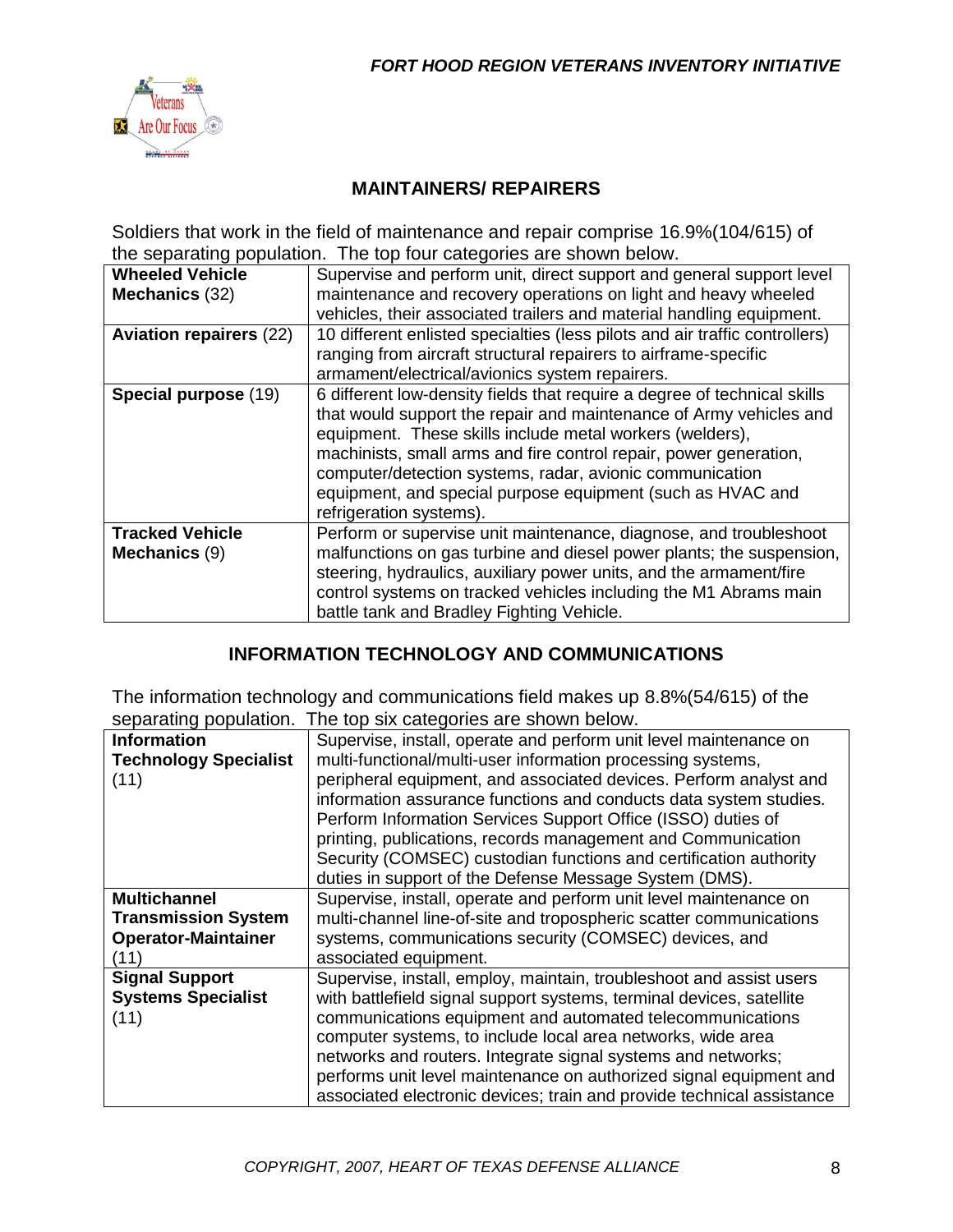## MAINTAINERS/ REPAIRERS

Soldiers that work in the field of maintenance and repair comprise 16.9%(104/615) of the separating population. The top four categories are shown below.

| | |
|---|---|
| **Wheeled Vehicle Mechanics** (32) | Supervise and perform unit, direct support and general support level maintenance and recovery operations on light and heavy wheeled vehicles, their associated trailers and material handling equipment. |
| **Aviation repairers** (22) | 10 different enlisted specialties (less pilots and air traffic controllers) ranging from aircraft structural repairers to airframe-specific armament/electrical/avionics system repairers. |
| **Special purpose** (19) | 6 different low-density fields that require a degree of technical skills that would support the repair and maintenance of Army vehicles and equipment. These skills include metal workers (welders), machinists, small arms and fire control repair, power generation, computer/detection systems, radar, avionic communication equipment, and special purpose equipment (such as HVAC and refrigeration systems). |
| **Tracked Vehicle Mechanics** (9) | Perform or supervise unit maintenance, diagnose, and troubleshoot malfunctions on gas turbine and diesel power plants; the suspension, steering, hydraulics, auxiliary power units, and the armament/fire control systems on tracked vehicles including the M1 Abrams main battle tank and Bradley Fighting Vehicle. |

## INFORMATION TECHNOLOGY AND COMMUNICATIONS

The information technology and communications field makes up 8.8%(54/615) of the separating population. The top six categories are shown below.

| | |
|---|---|
| **Information Technology Specialist** (11) | Supervise, install, operate and perform unit level maintenance on multi-functional/multi-user information processing systems, peripheral equipment, and associated devices. Perform analyst and information assurance functions and conducts data system studies. Perform Information Services Support Office (ISSO) duties of printing, publications, records management and Communication Security (COMSEC) custodian functions and certification authority duties in support of the Defense Message System (DMS). |
| **Multichannel Transmission System Operator-Maintainer** (11) | Supervise, install, operate and perform unit level maintenance on multi-channel line-of-site and tropospheric scatter communications systems, communications security (COMSEC) devices, and associated equipment. |
| **Signal Support Systems Specialist** (11) | Supervise, install, employ, maintain, troubleshoot and assist users with battlefield signal support systems, terminal devices, satellite communications equipment and automated telecommunications computer systems, to include local area networks, wide area networks and routers. Integrate signal systems and networks; performs unit level maintenance on authorized signal equipment and associated electronic devices; train and provide technical assistance |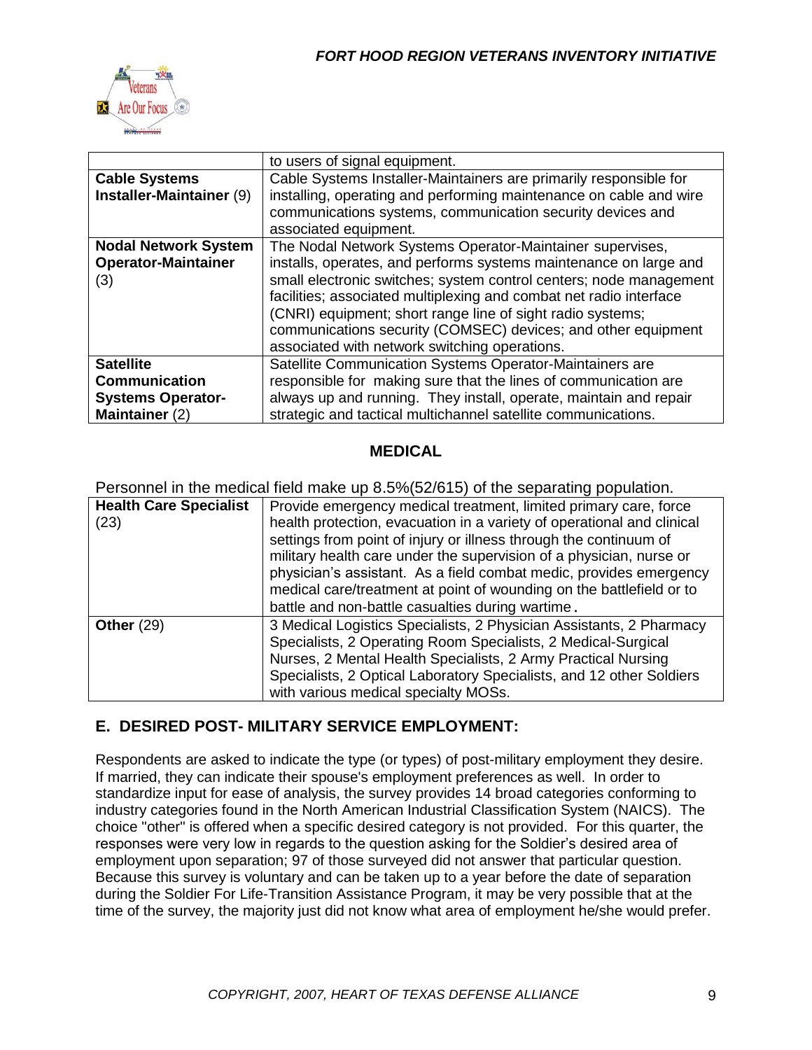| | |
|---|---|
| | to users of signal equipment. |
| **Cable Systems Installer-Maintainer** (9) | Cable Systems Installer-Maintainers are primarily responsible for installing, operating and performing maintenance on cable and wire communications systems, communication security devices and associated equipment. |
| **Nodal Network System Operator-Maintainer** (3) | The Nodal Network Systems Operator-Maintainer supervises, installs, operates, and performs systems maintenance on large and small electronic switches; system control centers; node management facilities; associated multiplexing and combat net radio interface (CNRI) equipment; short range line of sight radio systems; communications security (COMSEC) devices; and other equipment associated with network switching operations. |
| **Satellite Communication Systems Operator-Maintainer** (2) | Satellite Communication Systems Operator-Maintainers are responsible for making sure that the lines of communication are always up and running. They install, operate, maintain and repair strategic and tactical multichannel satellite communications. |

## MEDICAL

Personnel in the medical field make up 8.5%(52/615) of the separating population.

| | |
|---|---|
| **Health Care Specialist** (23) | Provide emergency medical treatment, limited primary care, force health protection, evacuation in a variety of operational and clinical settings from point of injury or illness through the continuum of military health care under the supervision of a physician, nurse or physician's assistant. As a field combat medic, provides emergency medical care/treatment at point of wounding on the battlefield or to battle and non-battle casualties during wartime. |
| **Other** (29) | 3 Medical Logistics Specialists, 2 Physician Assistants, 2 Pharmacy Specialists, 2 Operating Room Specialists, 2 Medical-Surgical Nurses, 2 Mental Health Specialists, 2 Army Practical Nursing Specialists, 2 Optical Laboratory Specialists, and 12 other Soldiers with various medical specialty MOSs. |

## E. DESIRED POST- MILITARY SERVICE EMPLOYMENT:

Respondents are asked to indicate the type (or types) of post-military employment they desire. If married, they can indicate their spouse's employment preferences as well. In order to standardize input for ease of analysis, the survey provides 14 broad categories conforming to industry categories found in the North American Industrial Classification System (NAICS). The choice "other" is offered when a specific desired category is not provided. For this quarter, the responses were very low in regards to the question asking for the Soldier's desired area of employment upon separation; 97 of those surveyed did not answer that particular question. Because this survey is voluntary and can be taken up to a year before the date of separation during the Soldier For Life-Transition Assistance Program, it may be very possible that at the time of the survey, the majority just did not know what area of employment he/she would prefer.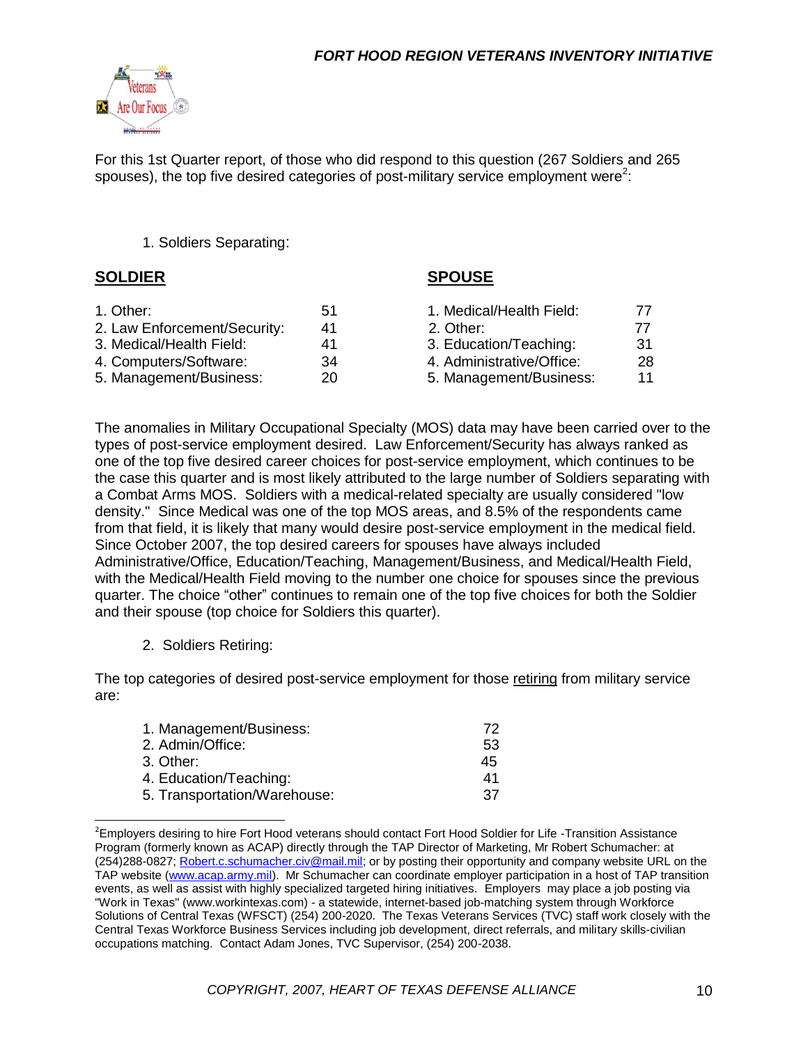For this 1st Quarter report, of those who did respond to this question (267 Soldiers and 265 spouses), the top five desired categories of post-military service employment were[2]:

1. Soldiers Separating:

| **SOLDIER** | | **SPOUSE** | |
|---|---|---|---|
| 1. Other: | 51 | 1. Medical/Health Field: | 77 |
| 2. Law Enforcement/Security: | 41 | 2. Other: | 77 |
| 3. Medical/Health Field: | 41 | 3. Education/Teaching: | 31 |
| 4. Computers/Software: | 34 | 4. Administrative/Office: | 28 |
| 5. Management/Business: | 20 | 5. Management/Business: | 11 |

The anomalies in Military Occupational Specialty (MOS) data may have been carried over to the types of post-service employment desired. Law Enforcement/Security has always ranked as one of the top five desired career choices for post-service employment, which continues to be the case this quarter and is most likely attributed to the large number of Soldiers separating with a Combat Arms MOS. Soldiers with a medical-related specialty are usually considered "low density." Since Medical was one of the top MOS areas, and 8.5% of the respondents came from that field, it is likely that many would desire post-service employment in the medical field. Since October 2007, the top desired careers for spouses have always included Administrative/Office, Education/Teaching, Management/Business, and Medical/Health Field, with the Medical/Health Field moving to the number one choice for spouses since the previous quarter. The choice "other" continues to remain one of the top five choices for both the Soldier and their spouse (top choice for Soldiers this quarter).

2. Soldiers Retiring:

The top categories of desired post-service employment for those <u>retiring</u> from military service are:

| | |
|---|---|
| 1. Management/Business: | 72 |
| 2. Admin/Office: | 53 |
| 3. Other: | 45 |
| 4. Education/Teaching: | 41 |
| 5. Transportation/Warehouse: | 37 |

[2]Employers desiring to hire Fort Hood veterans should contact Fort Hood Soldier for Life -Transition Assistance Program (formerly known as ACAP) directly through the TAP Director of Marketing, Mr Robert Schumacher: at (254)288-0827; Robert.c.schumacher.civ@mail.mil; or by posting their opportunity and company website URL on the TAP website (www.acap.army.mil). Mr Schumacher can coordinate employer participation in a host of TAP transition events, as well as assist with highly specialized targeted hiring initiatives. Employers may place a job posting via "Work in Texas" (www.workintexas.com) - a statewide, internet-based job-matching system through Workforce Solutions of Central Texas (WFSCT) (254) 200-2020. The Texas Veterans Services (TVC) staff work closely with the Central Texas Workforce Business Services including job development, direct referrals, and military skills-civilian occupations matching. Contact Adam Jones, TVC Supervisor, (254) 200-2038.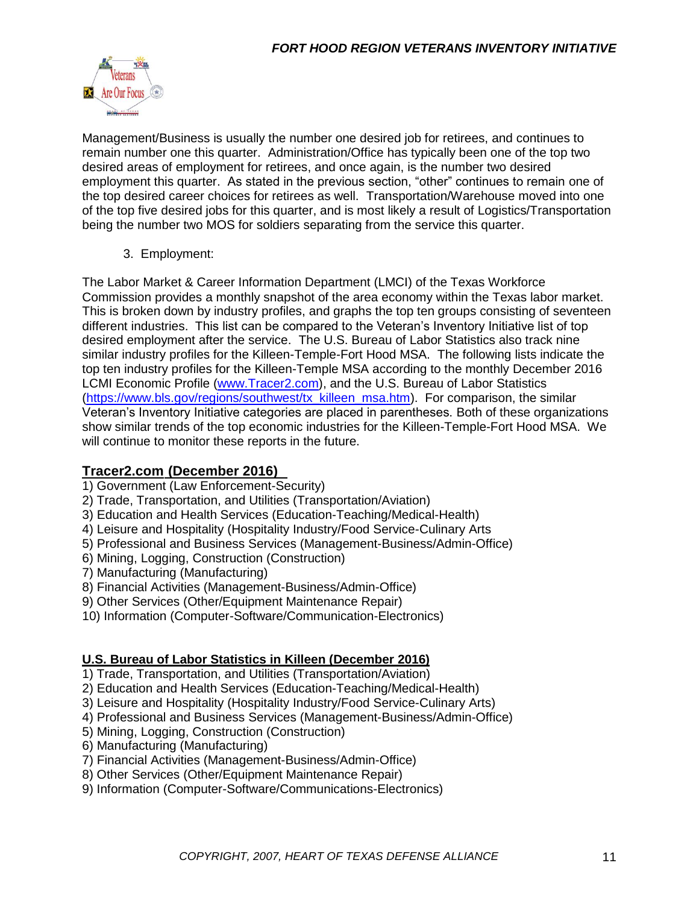Management/Business is usually the number one desired job for retirees, and continues to remain number one this quarter. Administration/Office has typically been one of the top two desired areas of employment for retirees, and once again, is the number two desired employment this quarter. As stated in the previous section, "other" continues to remain one of the top desired career choices for retirees as well. Transportation/Warehouse moved into one of the top five desired jobs for this quarter, and is most likely a result of Logistics/Transportation being the number two MOS for soldiers separating from the service this quarter.

3. Employment:

The Labor Market & Career Information Department (LMCI) of the Texas Workforce Commission provides a monthly snapshot of the area economy within the Texas labor market. This is broken down by industry profiles, and graphs the top ten groups consisting of seventeen different industries. This list can be compared to the Veteran's Inventory Initiative list of top desired employment after the service. The U.S. Bureau of Labor Statistics also track nine similar industry profiles for the Killeen-Temple-Fort Hood MSA. The following lists indicate the top ten industry profiles for the Killeen-Temple MSA according to the monthly December 2016 LCMI Economic Profile ([www.Tracer2.com](www.Tracer2.com)), and the U.S. Bureau of Labor Statistics ([https://www.bls.gov/regions/southwest/tx_killeen_msa.htm](https://www.bls.gov/regions/southwest/tx_killeen_msa.htm)). For comparison, the similar Veteran's Inventory Initiative categories are placed in parentheses. Both of these organizations show similar trends of the top economic industries for the Killeen-Temple-Fort Hood MSA. We will continue to monitor these reports in the future.

## Tracer2.com (December 2016)

1) Government (Law Enforcement-Security)
2) Trade, Transportation, and Utilities (Transportation/Aviation)
3) Education and Health Services (Education-Teaching/Medical-Health)
4) Leisure and Hospitality (Hospitality Industry/Food Service-Culinary Arts
5) Professional and Business Services (Management-Business/Admin-Office)
6) Mining, Logging, Construction (Construction)
7) Manufacturing (Manufacturing)
8) Financial Activities (Management-Business/Admin-Office)
9) Other Services (Other/Equipment Maintenance Repair)
10) Information (Computer-Software/Communication-Electronics)

## U.S. Bureau of Labor Statistics in Killeen (December 2016)

1) Trade, Transportation, and Utilities (Transportation/Aviation)
2) Education and Health Services (Education-Teaching/Medical-Health)
3) Leisure and Hospitality (Hospitality Industry/Food Service-Culinary Arts)
4) Professional and Business Services (Management-Business/Admin-Office)
5) Mining, Logging, Construction (Construction)
6) Manufacturing (Manufacturing)
7) Financial Activities (Management-Business/Admin-Office)
8) Other Services (Other/Equipment Maintenance Repair)
9) Information (Computer-Software/Communications-Electronics)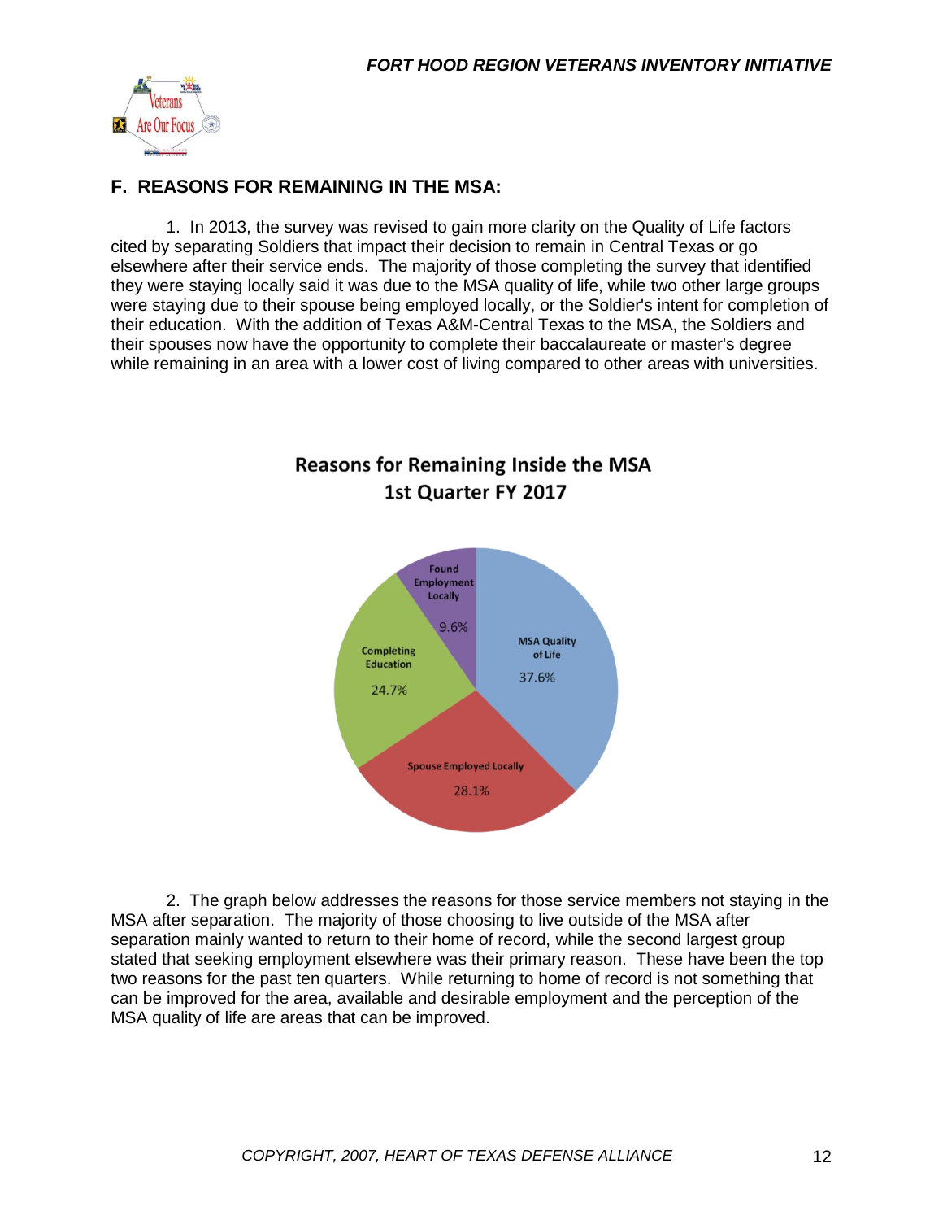## F. REASONS FOR REMAINING IN THE MSA:

1. In 2013, the survey was revised to gain more clarity on the Quality of Life factors cited by separating Soldiers that impact their decision to remain in Central Texas or go elsewhere after their service ends. The majority of those completing the survey that identified they were staying locally said it was due to the MSA quality of life, while two other large groups were staying due to their spouse being employed locally, or the Soldier's intent for completion of their education. With the addition of Texas A&M-Central Texas to the MSA, the Soldiers and their spouses now have the opportunity to complete their baccalaureate or master's degree while remaining in an area with a lower cost of living compared to other areas with universities.

**Reasons for Remaining Inside the MSA**
**1st Quarter FY 2017**

| Reason | Percentage |
|---|---|
| MSA Quality of Life | 37.6% |
| Spouse Employed Locally | 28.1% |
| Completing Education | 24.7% |
| Found Employment Locally | 9.6% |

2. The graph below addresses the reasons for those service members not staying in the MSA after separation. The majority of those choosing to live outside of the MSA after separation mainly wanted to return to their home of record, while the second largest group stated that seeking employment elsewhere was their primary reason. These have been the top two reasons for the past ten quarters. While returning to home of record is not something that can be improved for the area, available and desirable employment and the perception of the MSA quality of life are areas that can be improved.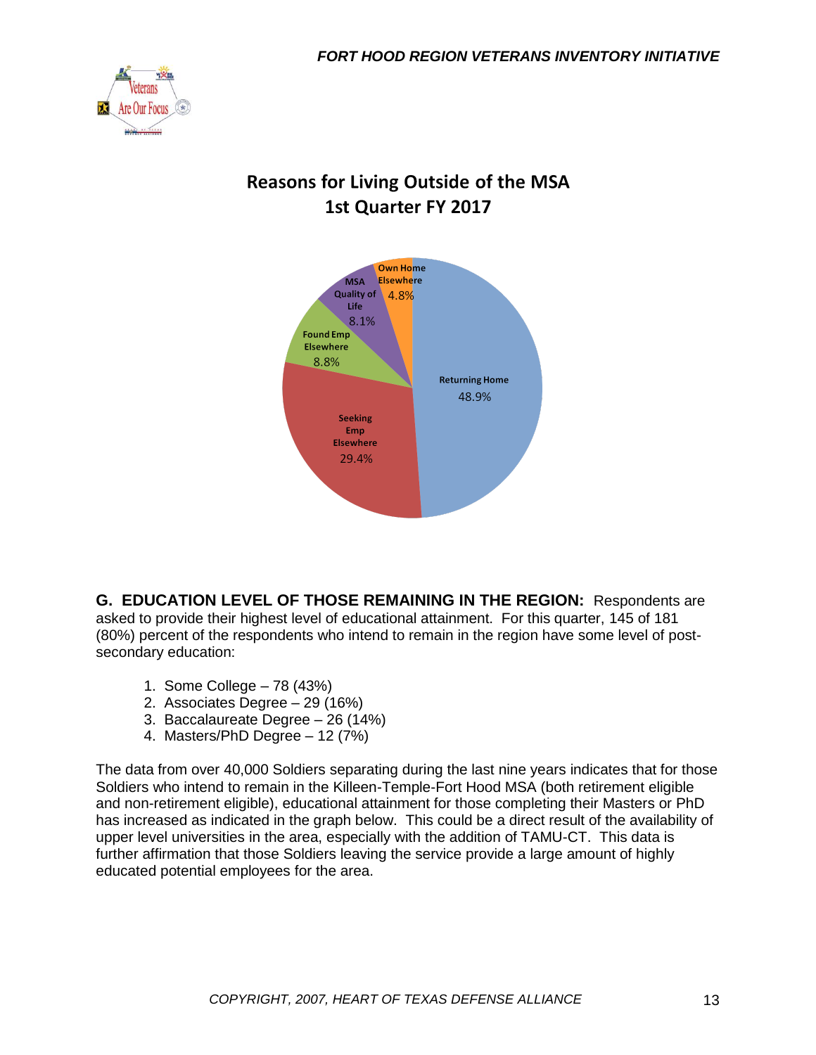## Reasons for Living Outside of the MSA
## 1st Quarter FY 2017

| Reason | Percentage |
|---|---|
| Returning Home | 48.9% |
| Seeking Emp Elsewhere | 29.4% |
| Found Emp Elsewhere | 8.8% |
| MSA Quality of Life | 8.1% |
| Own Home Elsewhere | 4.8% |

**G. EDUCATION LEVEL OF THOSE REMAINING IN THE REGION:** Respondents are asked to provide their highest level of educational attainment. For this quarter, 145 of 181 (80%) percent of the respondents who intend to remain in the region have some level of post-secondary education:

1. Some College – 78 (43%)
2. Associates Degree – 29 (16%)
3. Baccalaureate Degree – 26 (14%)
4. Masters/PhD Degree – 12 (7%)

The data from over 40,000 Soldiers separating during the last nine years indicates that for those Soldiers who intend to remain in the Killeen-Temple-Fort Hood MSA (both retirement eligible and non-retirement eligible), educational attainment for those completing their Masters or PhD has increased as indicated in the graph below. This could be a direct result of the availability of upper level universities in the area, especially with the addition of TAMU-CT. This data is further affirmation that those Soldiers leaving the service provide a large amount of highly educated potential employees for the area.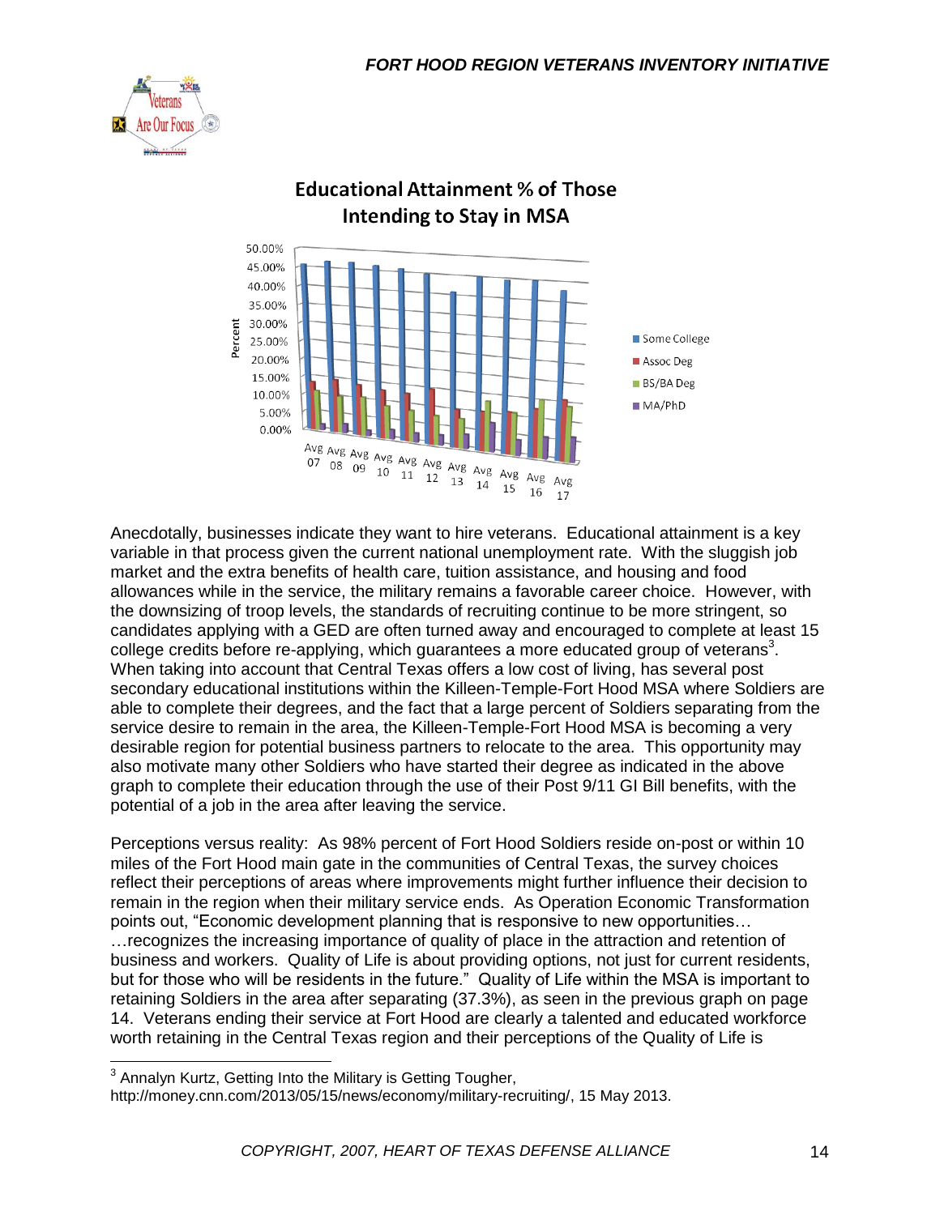**Educational Attainment % of Those Intending to Stay in MSA**

Anecdotally, businesses indicate they want to hire veterans. Educational attainment is a key variable in that process given the current national unemployment rate. With the sluggish job market and the extra benefits of health care, tuition assistance, and housing and food allowances while in the service, the military remains a favorable career choice. However, with the downsizing of troop levels, the standards of recruiting continue to be more stringent, so candidates applying with a GED are often turned away and encouraged to complete at least 15 college credits before re-applying, which guarantees a more educated group of veterans[3]. When taking into account that Central Texas offers a low cost of living, has several post secondary educational institutions within the Killeen-Temple-Fort Hood MSA where Soldiers are able to complete their degrees, and the fact that a large percent of Soldiers separating from the service desire to remain in the area, the Killeen-Temple-Fort Hood MSA is becoming a very desirable region for potential business partners to relocate to the area. This opportunity may also motivate many other Soldiers who have started their degree as indicated in the above graph to complete their education through the use of their Post 9/11 GI Bill benefits, with the potential of a job in the area after leaving the service.

Perceptions versus reality: As 98% percent of Fort Hood Soldiers reside on-post or within 10 miles of the Fort Hood main gate in the communities of Central Texas, the survey choices reflect their perceptions of areas where improvements might further influence their decision to remain in the region when their military service ends. As Operation Economic Transformation points out, "Economic development planning that is responsive to new opportunities… …recognizes the increasing importance of quality of place in the attraction and retention of business and workers. Quality of Life is about providing options, not just for current residents, but for those who will be residents in the future." Quality of Life within the MSA is important to retaining Soldiers in the area after separating (37.3%), as seen in the previous graph on page 14. Veterans ending their service at Fort Hood are clearly a talented and educated workforce worth retaining in the Central Texas region and their perceptions of the Quality of Life is

---

[3] Annalyn Kurtz, Getting Into the Military is Getting Tougher, http://money.cnn.com/2013/05/15/news/economy/military-recruiting/, 15 May 2013.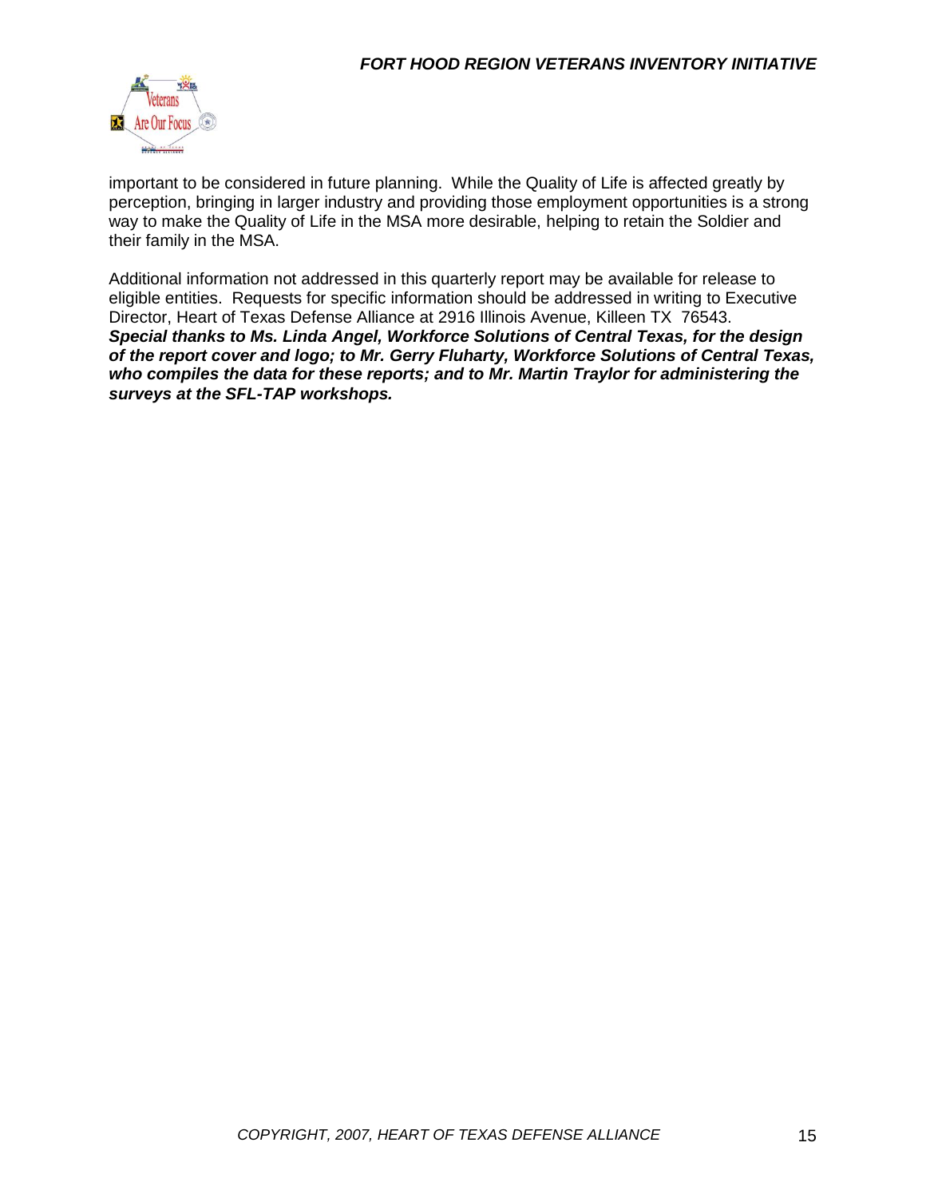important to be considered in future planning. While the Quality of Life is affected greatly by perception, bringing in larger industry and providing those employment opportunities is a strong way to make the Quality of Life in the MSA more desirable, helping to retain the Soldier and their family in the MSA.

Additional information not addressed in this quarterly report may be available for release to eligible entities. Requests for specific information should be addressed in writing to Executive Director, Heart of Texas Defense Alliance at 2916 Illinois Avenue, Killeen TX 76543.
***Special thanks to Ms. Linda Angel, Workforce Solutions of Central Texas, for the design of the report cover and logo; to Mr. Gerry Fluharty, Workforce Solutions of Central Texas, who compiles the data for these reports; and to Mr. Martin Traylor for administering the surveys at the SFL-TAP workshops.***